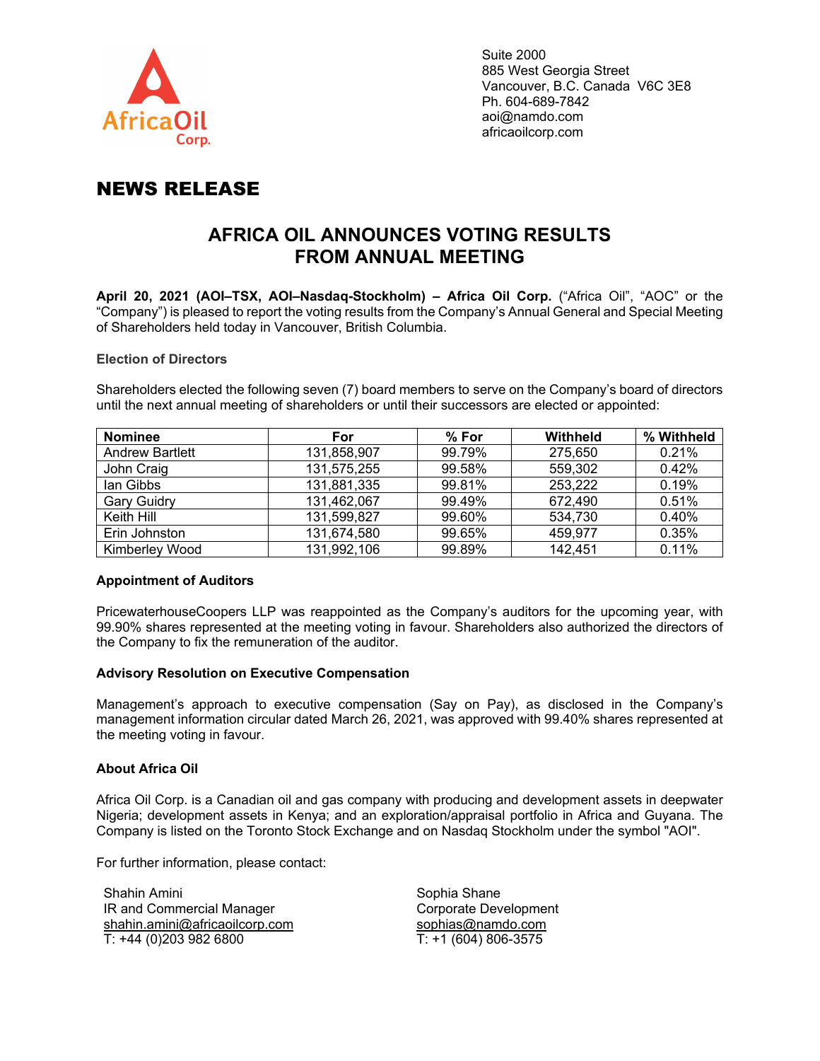Suite 2000
885 West Georgia Street
Vancouver, B.C. Canada V6C 3E8
Ph. 604-689-7842
aoi@namdo.com
africaoilcorp.com

# NEWS RELEASE

## AFRICA OIL ANNOUNCES VOTING RESULTS FROM ANNUAL MEETING

**April 20, 2021 (AOI–TSX, AOI–Nasdaq-Stockholm) – Africa Oil Corp.** ("Africa Oil", "AOC" or the "Company") is pleased to report the voting results from the Company's Annual General and Special Meeting of Shareholders held today in Vancouver, British Columbia.

### Election of Directors

Shareholders elected the following seven (7) board members to serve on the Company's board of directors until the next annual meeting of shareholders or until their successors are elected or appointed:

| Nominee | For | % For | Withheld | % Withheld |
|---|---|---|---|---|
| Andrew Bartlett | 131,858,907 | 99.79% | 275,650 | 0.21% |
| John Craig | 131,575,255 | 99.58% | 559,302 | 0.42% |
| Ian Gibbs | 131,881,335 | 99.81% | 253,222 | 0.19% |
| Gary Guidry | 131,462,067 | 99.49% | 672,490 | 0.51% |
| Keith Hill | 131,599,827 | 99.60% | 534,730 | 0.40% |
| Erin Johnston | 131,674,580 | 99.65% | 459,977 | 0.35% |
| Kimberley Wood | 131,992,106 | 99.89% | 142,451 | 0.11% |

### Appointment of Auditors

PricewaterhouseCoopers LLP was reappointed as the Company's auditors for the upcoming year, with 99.90% shares represented at the meeting voting in favour. Shareholders also authorized the directors of the Company to fix the remuneration of the auditor.

### Advisory Resolution on Executive Compensation

Management's approach to executive compensation (Say on Pay), as disclosed in the Company's management information circular dated March 26, 2021, was approved with 99.40% shares represented at the meeting voting in favour.

### About Africa Oil

Africa Oil Corp. is a Canadian oil and gas company with producing and development assets in deepwater Nigeria; development assets in Kenya; and an exploration/appraisal portfolio in Africa and Guyana. The Company is listed on the Toronto Stock Exchange and on Nasdaq Stockholm under the symbol "AOI".

For further information, please contact:

Shahin Amini
IR and Commercial Manager
shahin.amini@africaoilcorp.com
T: +44 (0)203 982 6800

Sophia Shane
Corporate Development
sophias@namdo.com
T: +1 (604) 806-3575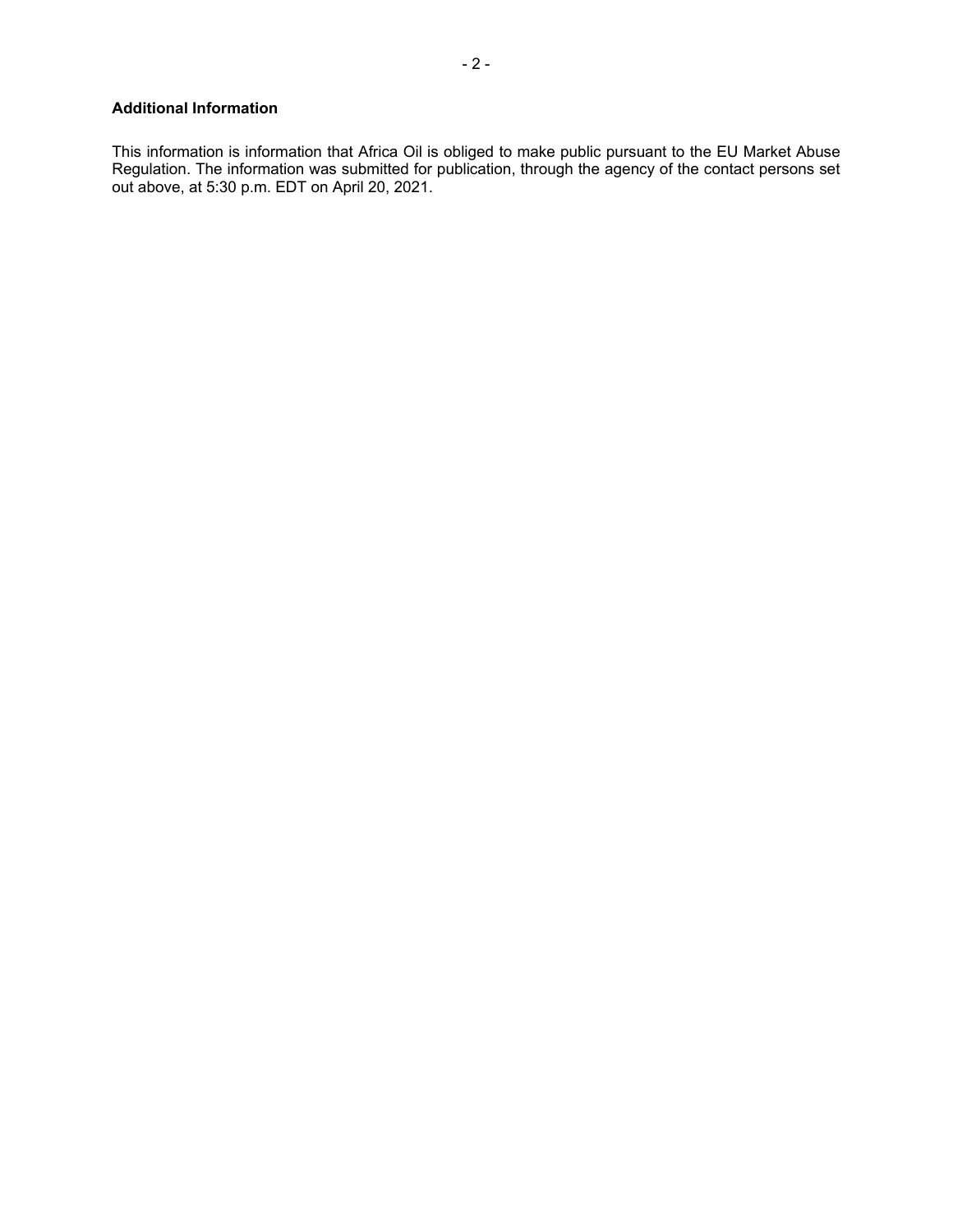**Additional Information**

This information is information that Africa Oil is obliged to make public pursuant to the EU Market Abuse Regulation. The information was submitted for publication, through the agency of the contact persons set out above, at 5:30 p.m. EDT on April 20, 2021.